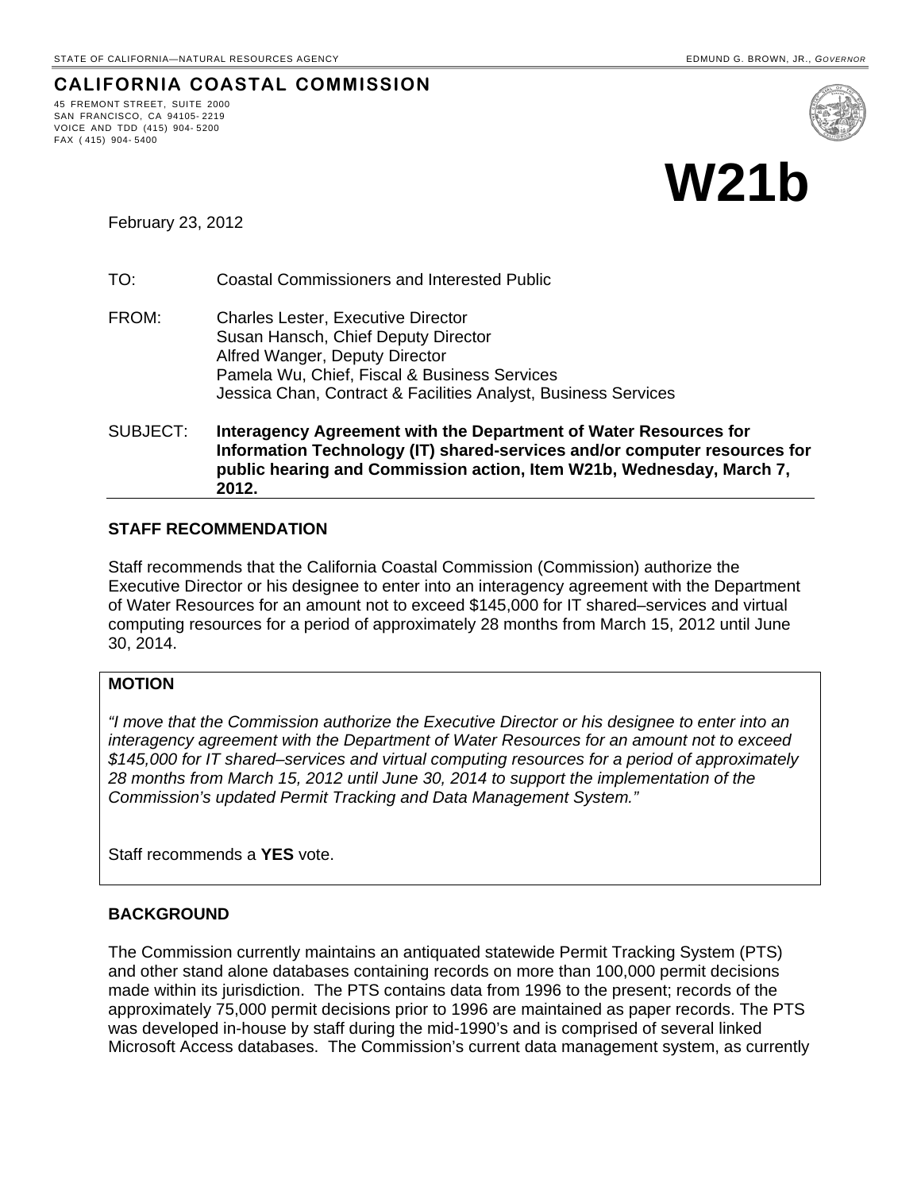STATE OF CALIFORNIA—NATURAL RESOURCES AGENCY EDMUND G. BROWN, JR., *GOVERNOR*

# CALIFORNIA COASTAL COMMISSION

45 FREMONT STREET, SUITE 2000
SAN FRANCISCO, CA 94105- 2219
VOICE AND TDD (415) 904- 5200
FAX ( 415) 904- 5400

# W21b

February 23, 2012

TO: Coastal Commissioners and Interested Public

FROM: Charles Lester, Executive Director
Susan Hansch, Chief Deputy Director
Alfred Wanger, Deputy Director
Pamela Wu, Chief, Fiscal & Business Services
Jessica Chan, Contract & Facilities Analyst, Business Services

SUBJECT: **Interagency Agreement with the Department of Water Resources for Information Technology (IT) shared-services and/or computer resources for public hearing and Commission action, Item W21b, Wednesday, March 7, 2012.**

## STAFF RECOMMENDATION

Staff recommends that the California Coastal Commission (Commission) authorize the Executive Director or his designee to enter into an interagency agreement with the Department of Water Resources for an amount not to exceed $145,000 for IT shared–services and virtual computing resources for a period of approximately 28 months from March 15, 2012 until June 30, 2014.

## MOTION

*"I move that the Commission authorize the Executive Director or his designee to enter into an interagency agreement with the Department of Water Resources for an amount not to exceed $145,000 for IT shared–services and virtual computing resources for a period of approximately 28 months from March 15, 2012 until June 30, 2014 to support the implementation of the Commission's updated Permit Tracking and Data Management System."*

Staff recommends a **YES** vote.

## BACKGROUND

The Commission currently maintains an antiquated statewide Permit Tracking System (PTS) and other stand alone databases containing records on more than 100,000 permit decisions made within its jurisdiction. The PTS contains data from 1996 to the present; records of the approximately 75,000 permit decisions prior to 1996 are maintained as paper records. The PTS was developed in-house by staff during the mid-1990's and is comprised of several linked Microsoft Access databases. The Commission's current data management system, as currently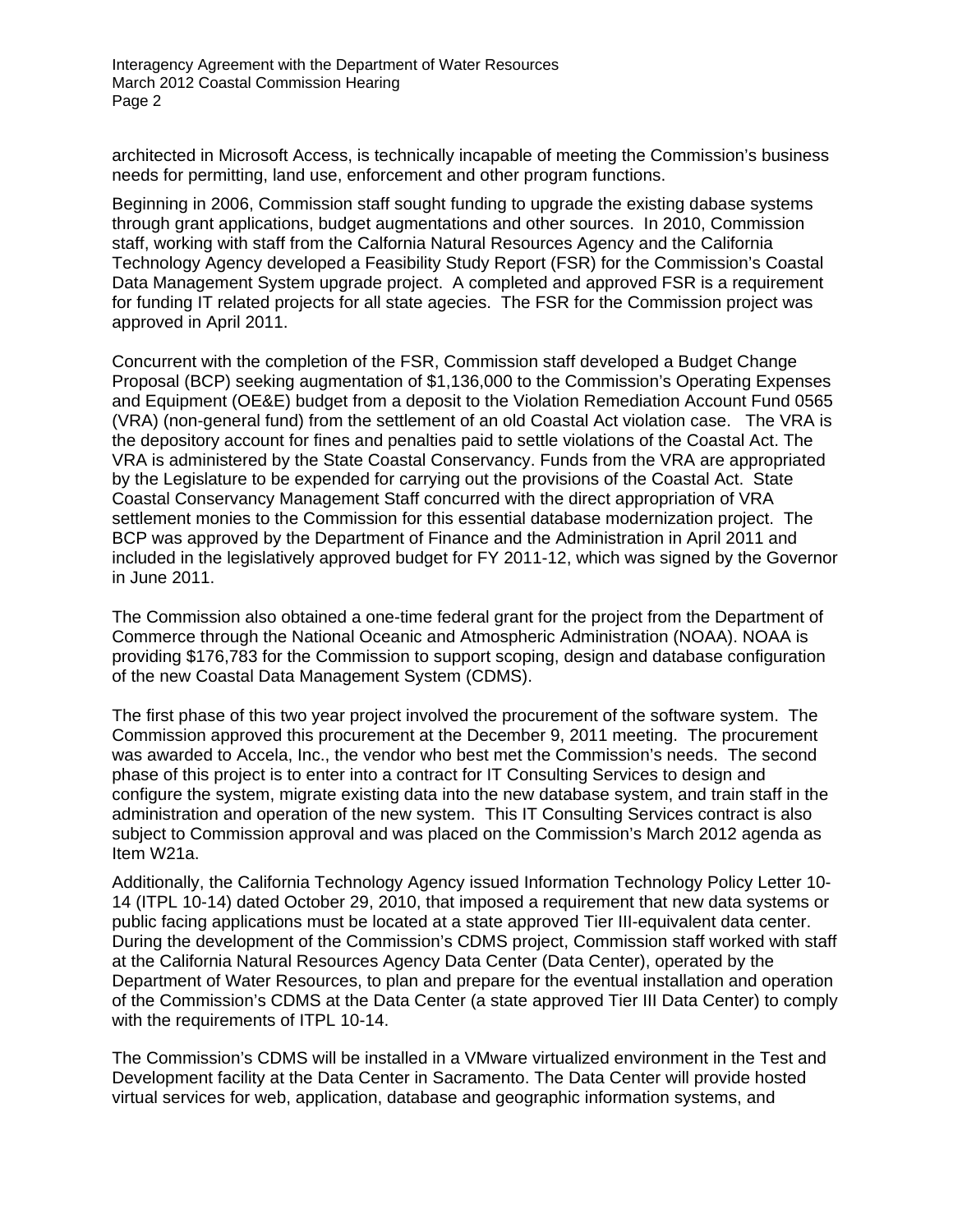architected in Microsoft Access, is technically incapable of meeting the Commission's business needs for permitting, land use, enforcement and other program functions.

Beginning in 2006, Commission staff sought funding to upgrade the existing dabase systems through grant applications, budget augmentations and other sources. In 2010, Commission staff, working with staff from the Calfornia Natural Resources Agency and the California Technology Agency developed a Feasibility Study Report (FSR) for the Commission's Coastal Data Management System upgrade project. A completed and approved FSR is a requirement for funding IT related projects for all state agecies. The FSR for the Commission project was approved in April 2011.

Concurrent with the completion of the FSR, Commission staff developed a Budget Change Proposal (BCP) seeking augmentation of $1,136,000 to the Commission's Operating Expenses and Equipment (OE&E) budget from a deposit to the Violation Remediation Account Fund 0565 (VRA) (non-general fund) from the settlement of an old Coastal Act violation case. The VRA is the depository account for fines and penalties paid to settle violations of the Coastal Act. The VRA is administered by the State Coastal Conservancy. Funds from the VRA are appropriated by the Legislature to be expended for carrying out the provisions of the Coastal Act. State Coastal Conservancy Management Staff concurred with the direct appropriation of VRA settlement monies to the Commission for this essential database modernization project. The BCP was approved by the Department of Finance and the Administration in April 2011 and included in the legislatively approved budget for FY 2011-12, which was signed by the Governor in June 2011.

The Commission also obtained a one-time federal grant for the project from the Department of Commerce through the National Oceanic and Atmospheric Administration (NOAA). NOAA is providing $176,783 for the Commission to support scoping, design and database configuration of the new Coastal Data Management System (CDMS).

The first phase of this two year project involved the procurement of the software system. The Commission approved this procurement at the December 9, 2011 meeting. The procurement was awarded to Accela, Inc., the vendor who best met the Commission's needs. The second phase of this project is to enter into a contract for IT Consulting Services to design and configure the system, migrate existing data into the new database system, and train staff in the administration and operation of the new system. This IT Consulting Services contract is also subject to Commission approval and was placed on the Commission's March 2012 agenda as Item W21a.

Additionally, the California Technology Agency issued Information Technology Policy Letter 10-14 (ITPL 10-14) dated October 29, 2010, that imposed a requirement that new data systems or public facing applications must be located at a state approved Tier III-equivalent data center. During the development of the Commission's CDMS project, Commission staff worked with staff at the California Natural Resources Agency Data Center (Data Center), operated by the Department of Water Resources, to plan and prepare for the eventual installation and operation of the Commission's CDMS at the Data Center (a state approved Tier III Data Center) to comply with the requirements of ITPL 10-14.

The Commission's CDMS will be installed in a VMware virtualized environment in the Test and Development facility at the Data Center in Sacramento. The Data Center will provide hosted virtual services for web, application, database and geographic information systems, and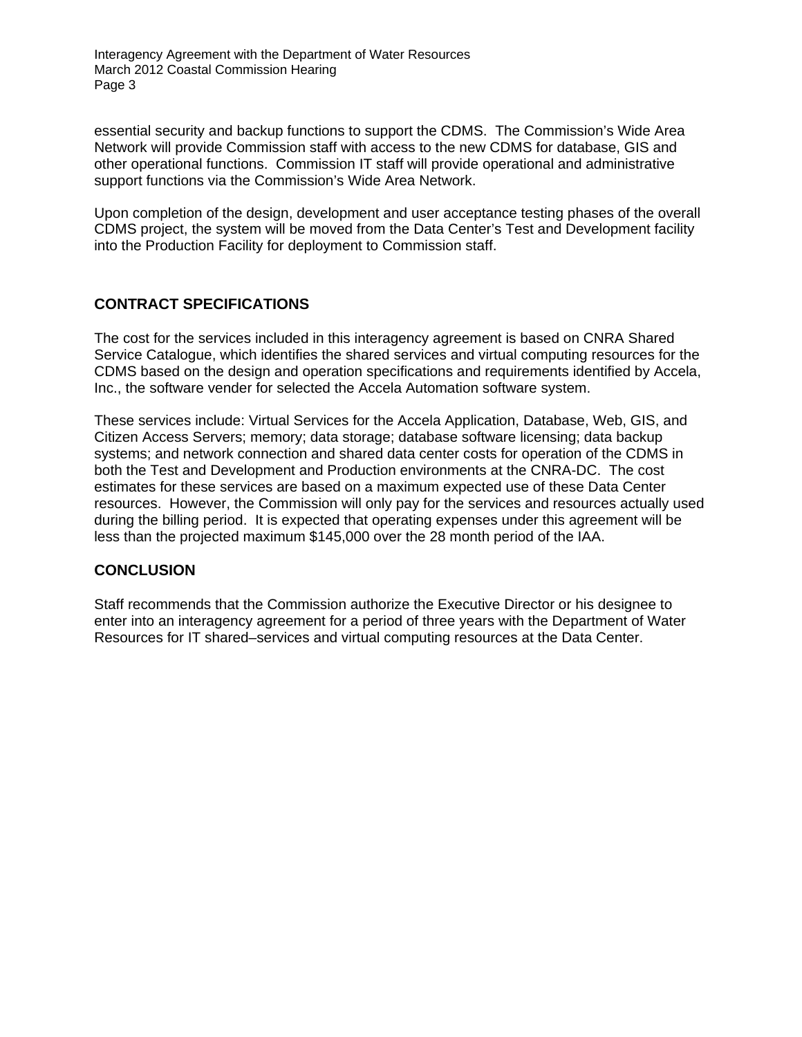essential security and backup functions to support the CDMS. The Commission's Wide Area Network will provide Commission staff with access to the new CDMS for database, GIS and other operational functions. Commission IT staff will provide operational and administrative support functions via the Commission's Wide Area Network.

Upon completion of the design, development and user acceptance testing phases of the overall CDMS project, the system will be moved from the Data Center's Test and Development facility into the Production Facility for deployment to Commission staff.

## CONTRACT SPECIFICATIONS

The cost for the services included in this interagency agreement is based on CNRA Shared Service Catalogue, which identifies the shared services and virtual computing resources for the CDMS based on the design and operation specifications and requirements identified by Accela, Inc., the software vender for selected the Accela Automation software system.

These services include: Virtual Services for the Accela Application, Database, Web, GIS, and Citizen Access Servers; memory; data storage; database software licensing; data backup systems; and network connection and shared data center costs for operation of the CDMS in both the Test and Development and Production environments at the CNRA-DC. The cost estimates for these services are based on a maximum expected use of these Data Center resources. However, the Commission will only pay for the services and resources actually used during the billing period. It is expected that operating expenses under this agreement will be less than the projected maximum $145,000 over the 28 month period of the IAA.

## CONCLUSION

Staff recommends that the Commission authorize the Executive Director or his designee to enter into an interagency agreement for a period of three years with the Department of Water Resources for IT shared–services and virtual computing resources at the Data Center.